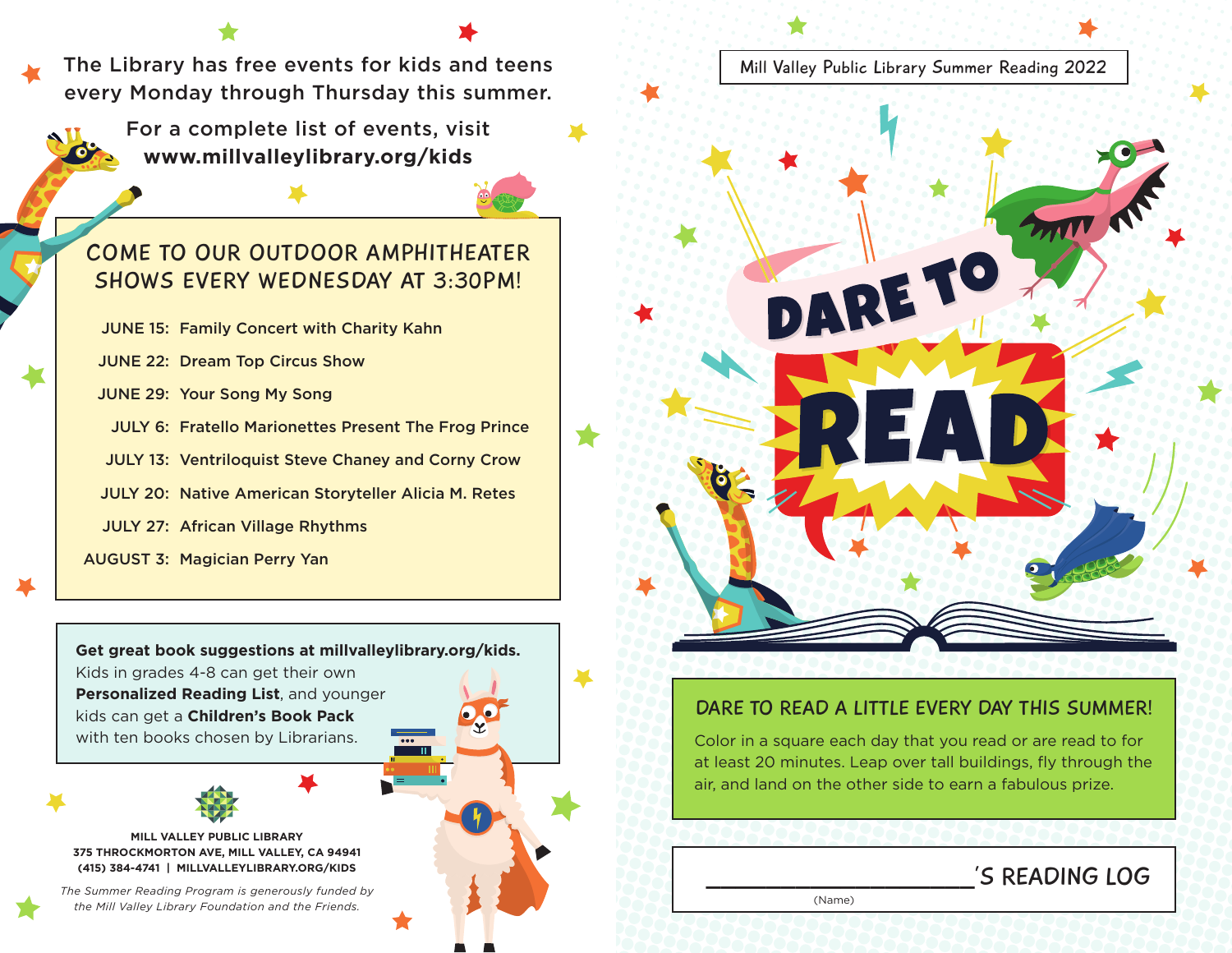The Library has free events for kids and teens every Monday through Thursday this summer.

For a complete list of events, visit **www.millvalleylibrary.org/kids**

## COME TO OUR OUTDOOR AMPHITHEATER SHOWS EVERY WEDNESDAY AT 3:30PM!

- **JUNE 15:** Family Concert with Charity Kahn
- **JUNE 22:** Dream Top Circus Show
- **JUNE 29:** Your Song My Song
- **JULY 6:** Fratello Marionettes Present The Frog Prince
- **JULY 13:** Ventriloquist Steve Chaney and Corny Crow
- **JULY 20:** Native American Storyteller Alicia M. Retes
- **JULY 27:** African Village Rhythms
- **AUGUST 3:** Magician Perry Yan

**Get great book suggestions at millvalleylibrary.org/kids.** Kids in grades 4-8 can get their own **Personalized Reading List**, and younger kids can get a **Children's Book Pack** with ten books chosen by Librarians.

**MILL VALLEY PUBLIC LIBRARY**
**375 THROCKMORTON AVE, MILL VALLEY, CA 94941**
**(415) 384-4741 | MILLVALLEYLIBRARY.ORG/KIDS**

*The Summer Reading Program is generously funded by the Mill Valley Library Foundation and the Friends.*

Mill Valley Public Library Summer Reading 2022

# DARE TO READ

## DARE TO READ A LITTLE EVERY DAY THIS SUMMER!

Color in a square each day that you read or are read to for at least 20 minutes. Leap over tall buildings, fly through the air, and land on the other side to earn a fabulous prize.

____________________'S READING LOG
(Name)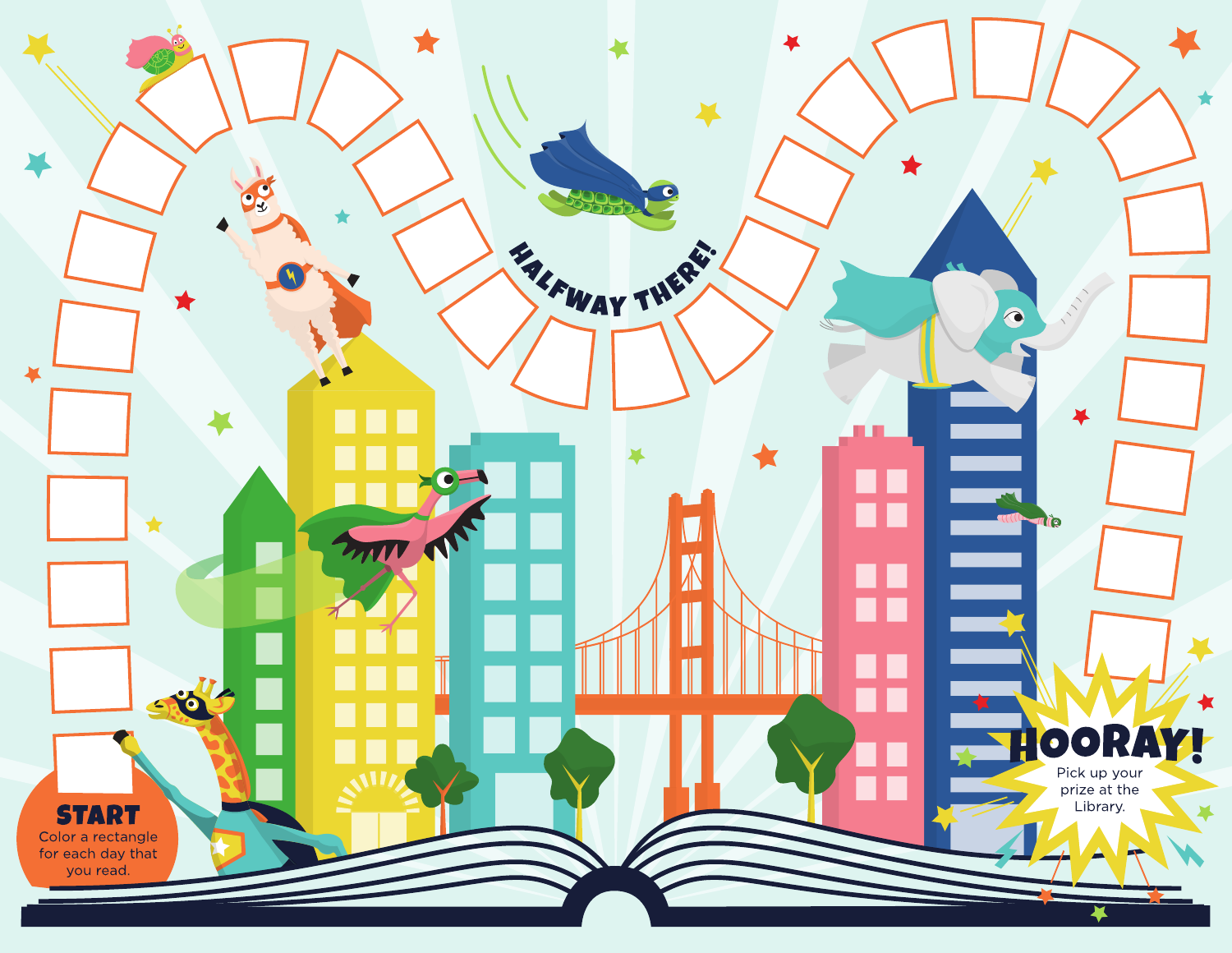**START**

Color a rectangle for each day that you read.

**HALFWAY THERE!**

**HOORAY!**

Pick up your prize at the Library.